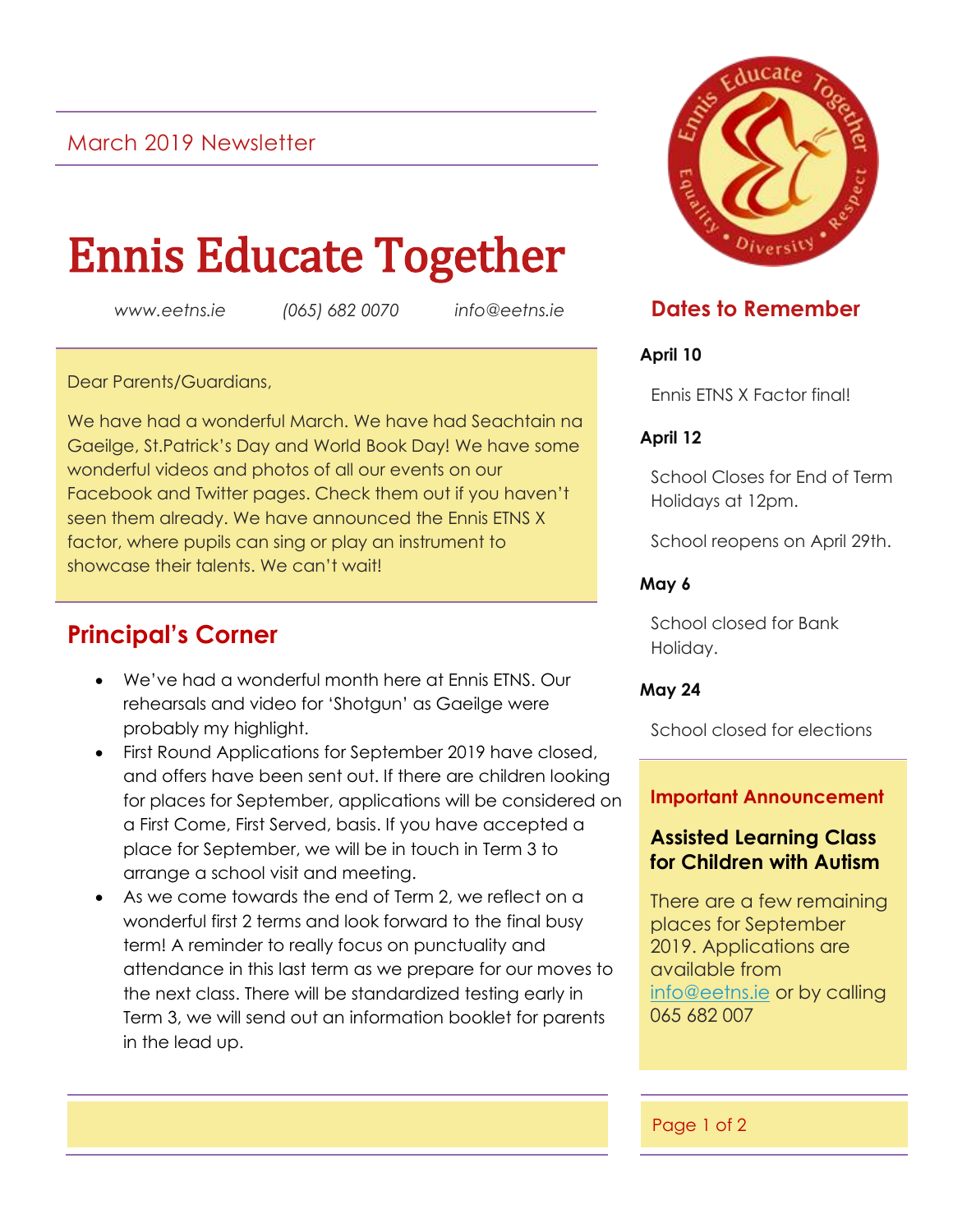March 2019 Newsletter

# Ennis Educate Together

*www.eetns.ie* *(065) 682 0070* *info@eetns.ie*

Dear Parents/Guardians,

We have had a wonderful March. We have had Seachtain na Gaeilge, St.Patrick's Day and World Book Day! We have some wonderful videos and photos of all our events on our Facebook and Twitter pages. Check them out if you haven't seen them already. We have announced the Ennis ETNS X factor, where pupils can sing or play an instrument to showcase their talents. We can't wait!

## Principal's Corner

- We've had a wonderful month here at Ennis ETNS. Our rehearsals and video for 'Shotgun' as Gaeilge were probably my highlight.
- First Round Applications for September 2019 have closed, and offers have been sent out. If there are children looking for places for September, applications will be considered on a First Come, First Served, basis. If you have accepted a place for September, we will be in touch in Term 3 to arrange a school visit and meeting.
- As we come towards the end of Term 2, we reflect on a wonderful first 2 terms and look forward to the final busy term! A reminder to really focus on punctuality and attendance in this last term as we prepare for our moves to the next class. There will be standardized testing early in Term 3, we will send out an information booklet for parents in the lead up.

## Dates to Remember

**April 10**

Ennis ETNS X Factor final!

**April 12**

School Closes for End of Term Holidays at 12pm.

School reopens on April 29th.

**May 6**

School closed for Bank Holiday.

**May 24**

School closed for elections

### Important Announcement

**Assisted Learning Class for Children with Autism**

There are a few remaining places for September 2019. Applications are available from info@eetns.ie or by calling 065 682 007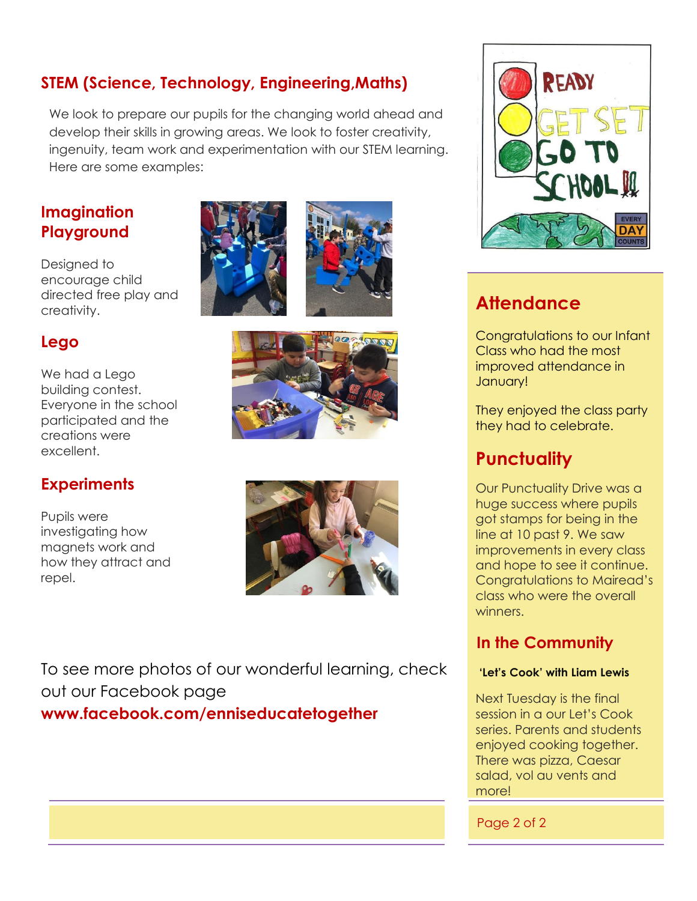## STEM (Science, Technology, Engineering,Maths)

We look to prepare our pupils for the changing world ahead and develop their skills in growing areas. We look to foster creativity, ingenuity, team work and experimentation with our STEM learning. Here are some examples:

### Imagination Playground

Designed to encourage child directed free play and creativity.

### Lego

We had a Lego building contest. Everyone in the school participated and the creations were excellent.

### Experiments

Pupils were investigating how magnets work and how they attract and repel.

To see more photos of our wonderful learning, check out our Facebook page
**www.facebook.com/enniseducatetogether**

## Attendance

Congratulations to our Infant Class who had the most improved attendance in January!

They enjoyed the class party they had to celebrate.

## Punctuality

Our Punctuality Drive was a huge success where pupils got stamps for being in the line at 10 past 9. We saw improvements in every class and hope to see it continue. Congratulations to Mairead's class who were the overall winners.

### In the Community

**'Let's Cook' with Liam Lewis**

Next Tuesday is the final session in a our Let's Cook series. Parents and students enjoyed cooking together. There was pizza, Caesar salad, vol au vents and more!